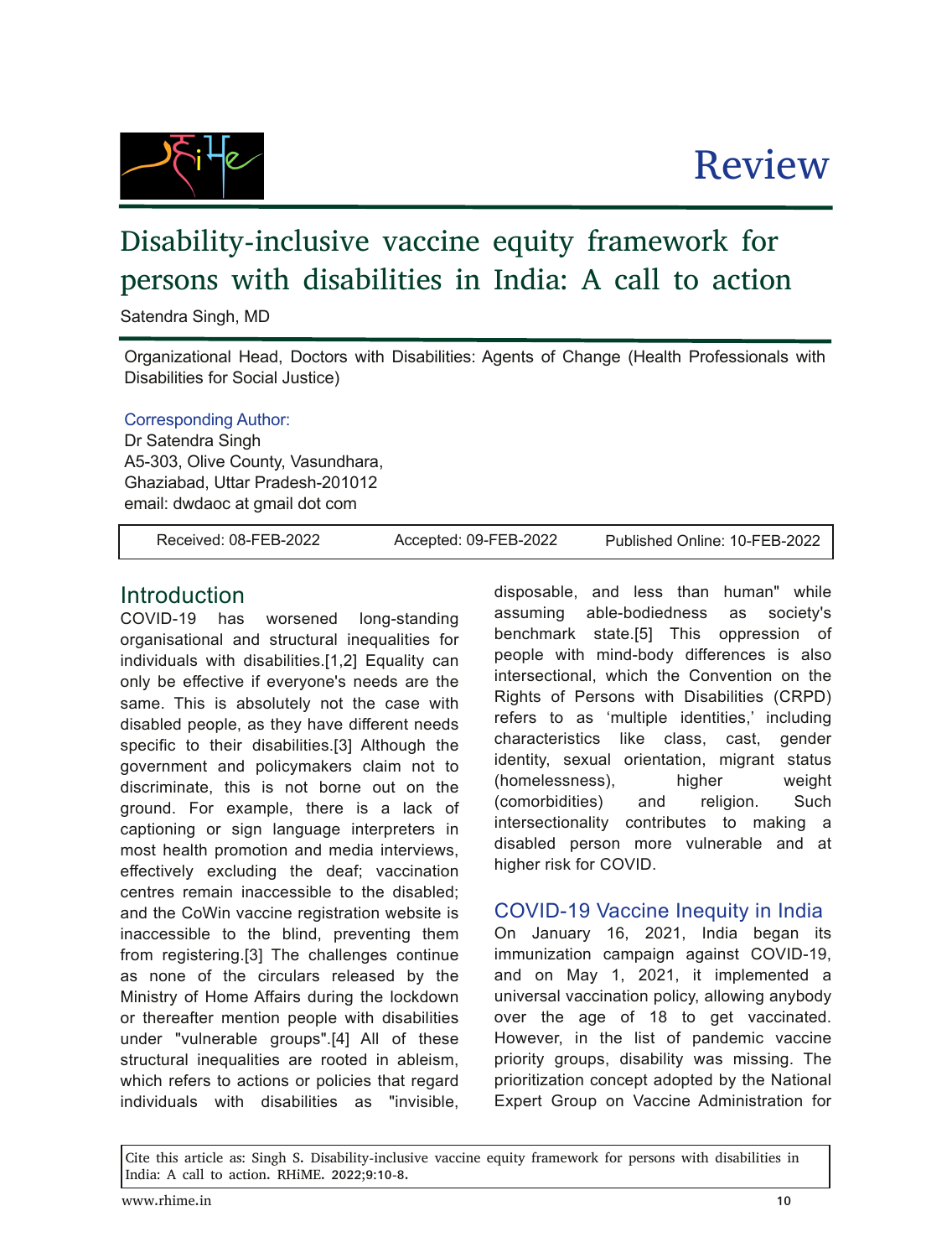Review

# Disability-inclusive vaccine equity framework for persons with disabilities in India: A call to action

Satendra Singh, MD

Organizational Head, Doctors with Disabilities: Agents of Change (Health Professionals with Disabilities for Social Justice)

Corresponding Author:
Dr Satendra Singh
A5-303, Olive County, Vasundhara,
Ghaziabad, Uttar Pradesh-201012
email: dwdaoc at gmail dot com

Received: 08-FEB-2022 Accepted: 09-FEB-2022 Published Online: 10-FEB-2022

## Introduction

COVID-19 has worsened long-standing organisational and structural inequalities for individuals with disabilities.[1,2] Equality can only be effective if everyone's needs are the same. This is absolutely not the case with disabled people, as they have different needs specific to their disabilities.[3] Although the government and policymakers claim not to discriminate, this is not borne out on the ground. For example, there is a lack of captioning or sign language interpreters in most health promotion and media interviews, effectively excluding the deaf; vaccination centres remain inaccessible to the disabled; and the CoWin vaccine registration website is inaccessible to the blind, preventing them from registering.[3] The challenges continue as none of the circulars released by the Ministry of Home Affairs during the lockdown or thereafter mention people with disabilities under "vulnerable groups".[4] All of these structural inequalities are rooted in ableism, which refers to actions or policies that regard individuals with disabilities as "invisible, disposable, and less than human" while assuming able-bodiedness as society's benchmark state.[5] This oppression of people with mind-body differences is also intersectional, which the Convention on the Rights of Persons with Disabilities (CRPD) refers to as 'multiple identities,' including characteristics like class, cast, gender identity, sexual orientation, migrant status (homelessness), higher weight (comorbidities) and religion. Such intersectionality contributes to making a disabled person more vulnerable and at higher risk for COVID.

## COVID-19 Vaccine Inequity in India

On January 16, 2021, India began its immunization campaign against COVID-19, and on May 1, 2021, it implemented a universal vaccination policy, allowing anybody over the age of 18 to get vaccinated. However, in the list of pandemic vaccine priority groups, disability was missing. The prioritization concept adopted by the National Expert Group on Vaccine Administration for

Cite this article as: Singh S. Disability-inclusive vaccine equity framework for persons with disabilities in India: A call to action. RHiME. 2022;9:10-8.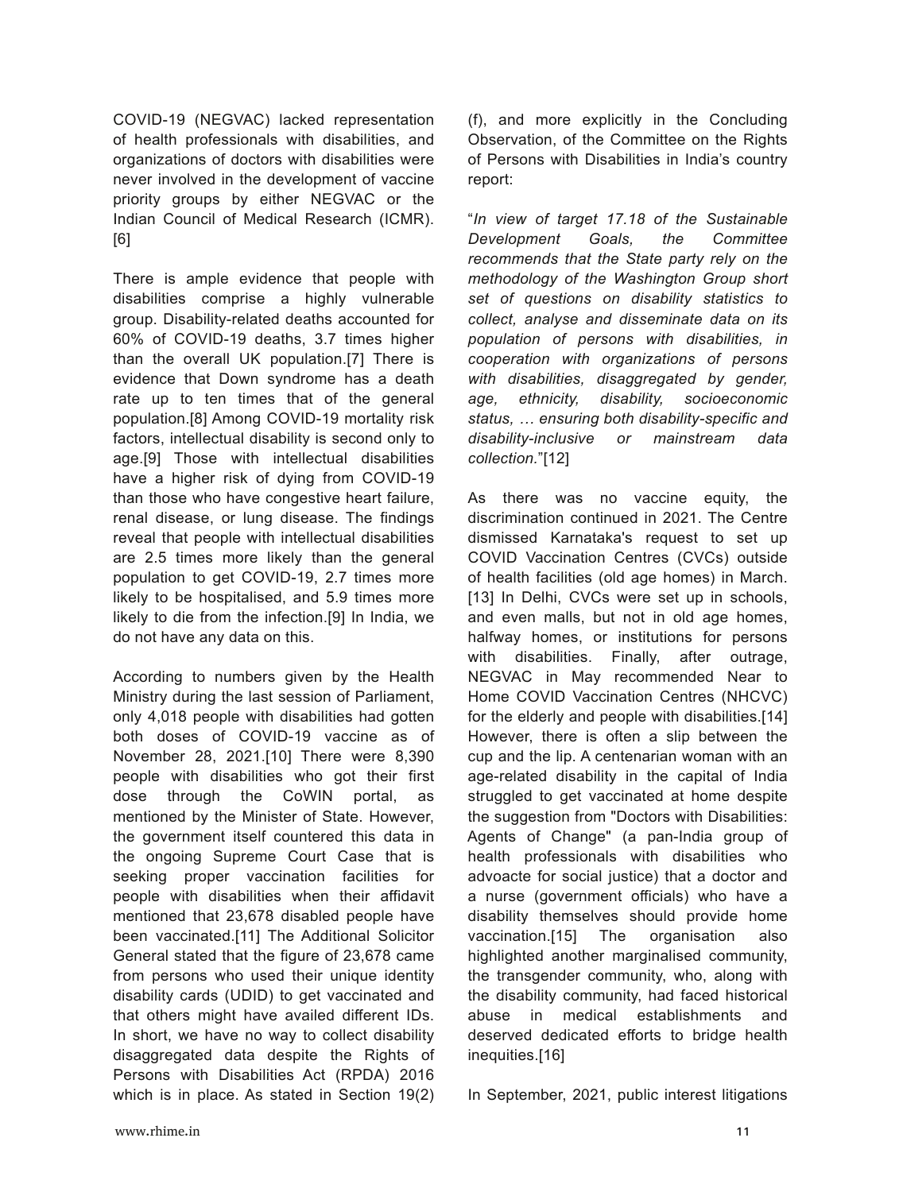COVID-19 (NEGVAC) lacked representation of health professionals with disabilities, and organizations of doctors with disabilities were never involved in the development of vaccine priority groups by either NEGVAC or the Indian Council of Medical Research (ICMR).[6]

There is ample evidence that people with disabilities comprise a highly vulnerable group. Disability-related deaths accounted for 60% of COVID-19 deaths, 3.7 times higher than the overall UK population.[7] There is evidence that Down syndrome has a death rate up to ten times that of the general population.[8] Among COVID-19 mortality risk factors, intellectual disability is second only to age.[9] Those with intellectual disabilities have a higher risk of dying from COVID-19 than those who have congestive heart failure, renal disease, or lung disease. The findings reveal that people with intellectual disabilities are 2.5 times more likely than the general population to get COVID-19, 2.7 times more likely to be hospitalised, and 5.9 times more likely to die from the infection.[9] In India, we do not have any data on this.

According to numbers given by the Health Ministry during the last session of Parliament, only 4,018 people with disabilities had gotten both doses of COVID-19 vaccine as of November 28, 2021.[10] There were 8,390 people with disabilities who got their first dose through the CoWIN portal, as mentioned by the Minister of State. However, the government itself countered this data in the ongoing Supreme Court Case that is seeking proper vaccination facilities for people with disabilities when their affidavit mentioned that 23,678 disabled people have been vaccinated.[11] The Additional Solicitor General stated that the figure of 23,678 came from persons who used their unique identity disability cards (UDID) to get vaccinated and that others might have availed different IDs. In short, we have no way to collect disability disaggregated data despite the Rights of Persons with Disabilities Act (RPDA) 2016 which is in place. As stated in Section 19(2) (f), and more explicitly in the Concluding Observation, of the Committee on the Rights of Persons with Disabilities in India's country report:

"*In view of target 17.18 of the Sustainable Development Goals, the Committee recommends that the State party rely on the methodology of the Washington Group short set of questions on disability statistics to collect, analyse and disseminate data on its population of persons with disabilities, in cooperation with organizations of persons with disabilities, disaggregated by gender, age, ethnicity, disability, socioeconomic status, … ensuring both disability-specific and disability-inclusive or mainstream data collection.*"[12]

As there was no vaccine equity, the discrimination continued in 2021. The Centre dismissed Karnataka's request to set up COVID Vaccination Centres (CVCs) outside of health facilities (old age homes) in March.[13] In Delhi, CVCs were set up in schools, and even malls, but not in old age homes, halfway homes, or institutions for persons with disabilities. Finally, after outrage, NEGVAC in May recommended Near to Home COVID Vaccination Centres (NHCVC) for the elderly and people with disabilities.[14] However, there is often a slip between the cup and the lip. A centenarian woman with an age-related disability in the capital of India struggled to get vaccinated at home despite the suggestion from "Doctors with Disabilities: Agents of Change" (a pan-India group of health professionals with disabilities who advoacte for social justice) that a doctor and a nurse (government officials) who have a disability themselves should provide home vaccination.[15] The organisation also highlighted another marginalised community, the transgender community, who, along with the disability community, had faced historical abuse in medical establishments and deserved dedicated efforts to bridge health inequities.[16]

In September, 2021, public interest litigations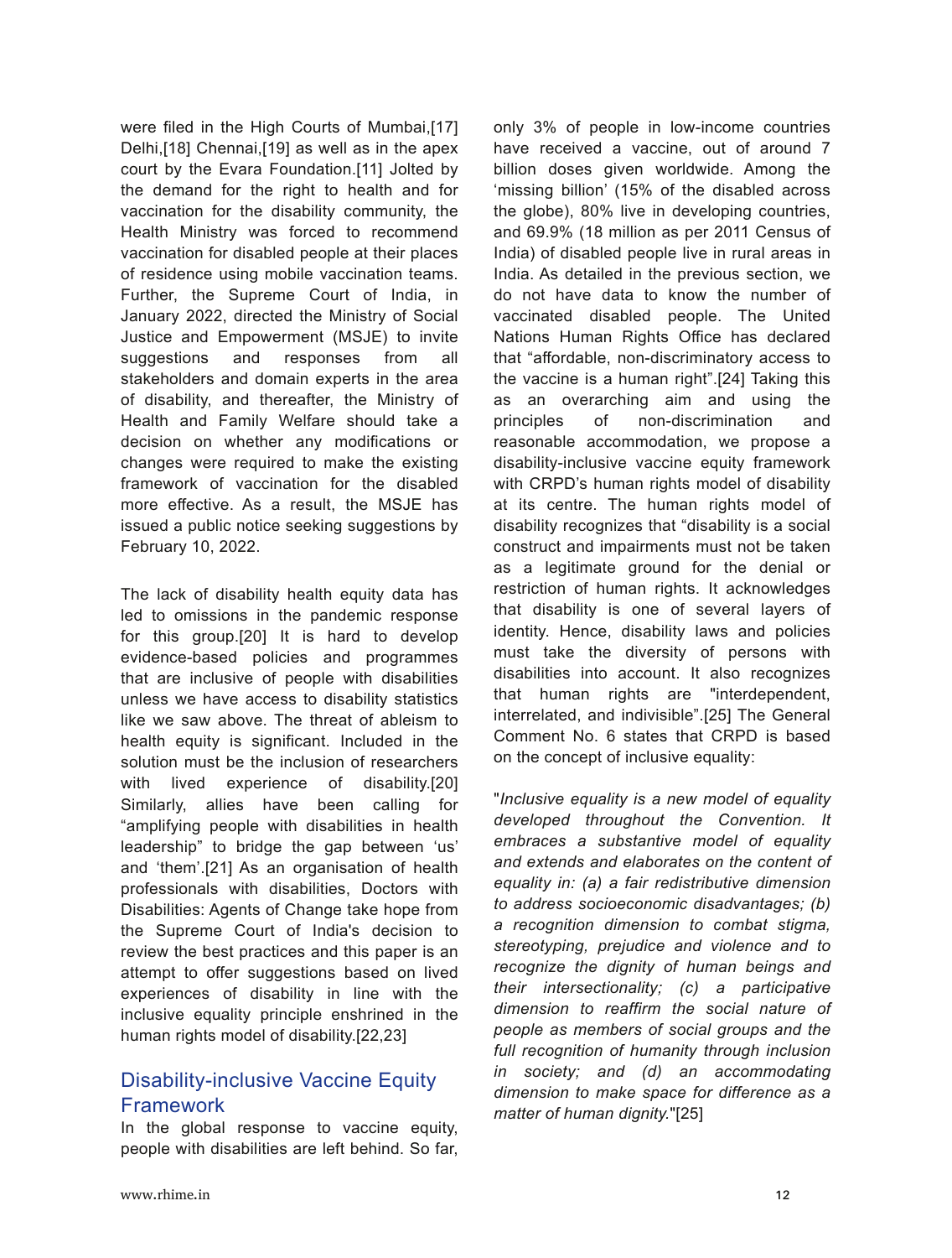were filed in the High Courts of Mumbai,[17] Delhi,[18] Chennai,[19] as well as in the apex court by the Evara Foundation.[11] Jolted by the demand for the right to health and for vaccination for the disability community, the Health Ministry was forced to recommend vaccination for disabled people at their places of residence using mobile vaccination teams. Further, the Supreme Court of India, in January 2022, directed the Ministry of Social Justice and Empowerment (MSJE) to invite suggestions and responses from all stakeholders and domain experts in the area of disability, and thereafter, the Ministry of Health and Family Welfare should take a decision on whether any modifications or changes were required to make the existing framework of vaccination for the disabled more effective. As a result, the MSJE has issued a public notice seeking suggestions by February 10, 2022.

The lack of disability health equity data has led to omissions in the pandemic response for this group.[20] It is hard to develop evidence-based policies and programmes that are inclusive of people with disabilities unless we have access to disability statistics like we saw above. The threat of ableism to health equity is significant. Included in the solution must be the inclusion of researchers with lived experience of disability.[20] Similarly, allies have been calling for "amplifying people with disabilities in health leadership" to bridge the gap between 'us' and 'them'.[21] As an organisation of health professionals with disabilities, Doctors with Disabilities: Agents of Change take hope from the Supreme Court of India's decision to review the best practices and this paper is an attempt to offer suggestions based on lived experiences of disability in line with the inclusive equality principle enshrined in the human rights model of disability.[22,23]

## Disability-inclusive Vaccine Equity Framework

In the global response to vaccine equity, people with disabilities are left behind. So far, only 3% of people in low-income countries have received a vaccine, out of around 7 billion doses given worldwide. Among the 'missing billion' (15% of the disabled across the globe), 80% live in developing countries, and 69.9% (18 million as per 2011 Census of India) of disabled people live in rural areas in India. As detailed in the previous section, we do not have data to know the number of vaccinated disabled people. The United Nations Human Rights Office has declared that "affordable, non-discriminatory access to the vaccine is a human right".[24] Taking this as an overarching aim and using the principles of non-discrimination and reasonable accommodation, we propose a disability-inclusive vaccine equity framework with CRPD's human rights model of disability at its centre. The human rights model of disability recognizes that "disability is a social construct and impairments must not be taken as a legitimate ground for the denial or restriction of human rights. It acknowledges that disability is one of several layers of identity. Hence, disability laws and policies must take the diversity of persons with disabilities into account. It also recognizes that human rights are "interdependent, interrelated, and indivisible".[25] The General Comment No. 6 states that CRPD is based on the concept of inclusive equality:

"*Inclusive equality is a new model of equality developed throughout the Convention. It embraces a substantive model of equality and extends and elaborates on the content of equality in: (a) a fair redistributive dimension to address socioeconomic disadvantages; (b) a recognition dimension to combat stigma, stereotyping, prejudice and violence and to recognize the dignity of human beings and their intersectionality; (c) a participative dimension to reaffirm the social nature of people as members of social groups and the full recognition of humanity through inclusion in society; and (d) an accommodating dimension to make space for difference as a matter of human dignity.*"[25]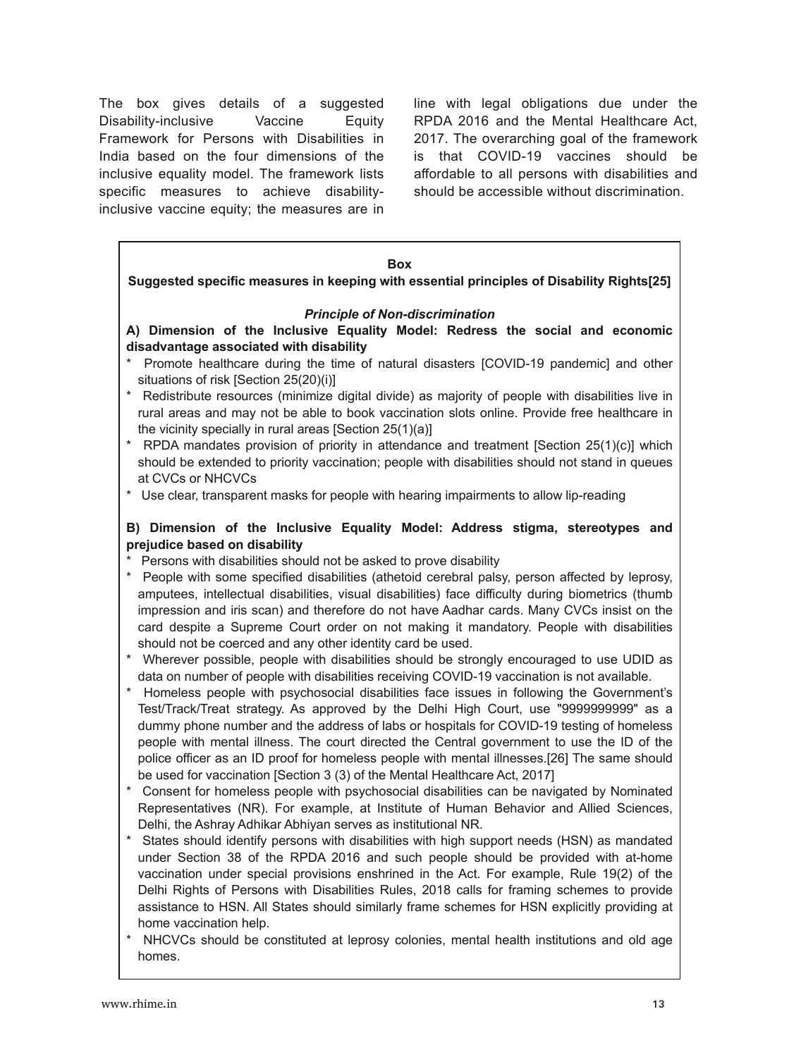The box gives details of a suggested Disability-inclusive Vaccine Equity Framework for Persons with Disabilities in India based on the four dimensions of the inclusive equality model. The framework lists specific measures to achieve disability-inclusive vaccine equity; the measures are in line with legal obligations due under the RPDA 2016 and the Mental Healthcare Act, 2017. The overarching goal of the framework is that COVID-19 vaccines should be affordable to all persons with disabilities and should be accessible without discrimination.

**Box**

**Suggested specific measures in keeping with essential principles of Disability Rights[25]**

***Principle of Non-discrimination***

**A) Dimension of the Inclusive Equality Model: Redress the social and economic disadvantage associated with disability**

* Promote healthcare during the time of natural disasters [COVID-19 pandemic] and other situations of risk [Section 25(20)(i)]
* Redistribute resources (minimize digital divide) as majority of people with disabilities live in rural areas and may not be able to book vaccination slots online. Provide free healthcare in the vicinity specially in rural areas [Section 25(1)(a)]
* RPDA mandates provision of priority in attendance and treatment [Section 25(1)(c)] which should be extended to priority vaccination; people with disabilities should not stand in queues at CVCs or NHCVCs
* Use clear, transparent masks for people with hearing impairments to allow lip-reading

**B) Dimension of the Inclusive Equality Model: Address stigma, stereotypes and prejudice based on disability**

* Persons with disabilities should not be asked to prove disability
* People with some specified disabilities (athetoid cerebral palsy, person affected by leprosy, amputees, intellectual disabilities, visual disabilities) face difficulty during biometrics (thumb impression and iris scan) and therefore do not have Aadhar cards. Many CVCs insist on the card despite a Supreme Court order on not making it mandatory. People with disabilities should not be coerced and any other identity card be used.
* Wherever possible, people with disabilities should be strongly encouraged to use UDID as data on number of people with disabilities receiving COVID-19 vaccination is not available.
* Homeless people with psychosocial disabilities face issues in following the Government's Test/Track/Treat strategy. As approved by the Delhi High Court, use "9999999999" as a dummy phone number and the address of labs or hospitals for COVID-19 testing of homeless people with mental illness. The court directed the Central government to use the ID of the police officer as an ID proof for homeless people with mental illnesses.[26] The same should be used for vaccination [Section 3 (3) of the Mental Healthcare Act, 2017]
* Consent for homeless people with psychosocial disabilities can be navigated by Nominated Representatives (NR). For example, at Institute of Human Behavior and Allied Sciences, Delhi, the Ashray Adhikar Abhiyan serves as institutional NR.
* States should identify persons with disabilities with high support needs (HSN) as mandated under Section 38 of the RPDA 2016 and such people should be provided with at-home vaccination under special provisions enshrined in the Act. For example, Rule 19(2) of the Delhi Rights of Persons with Disabilities Rules, 2018 calls for framing schemes to provide assistance to HSN. All States should similarly frame schemes for HSN explicitly providing at home vaccination help.
* NHCVCs should be constituted at leprosy colonies, mental health institutions and old age homes.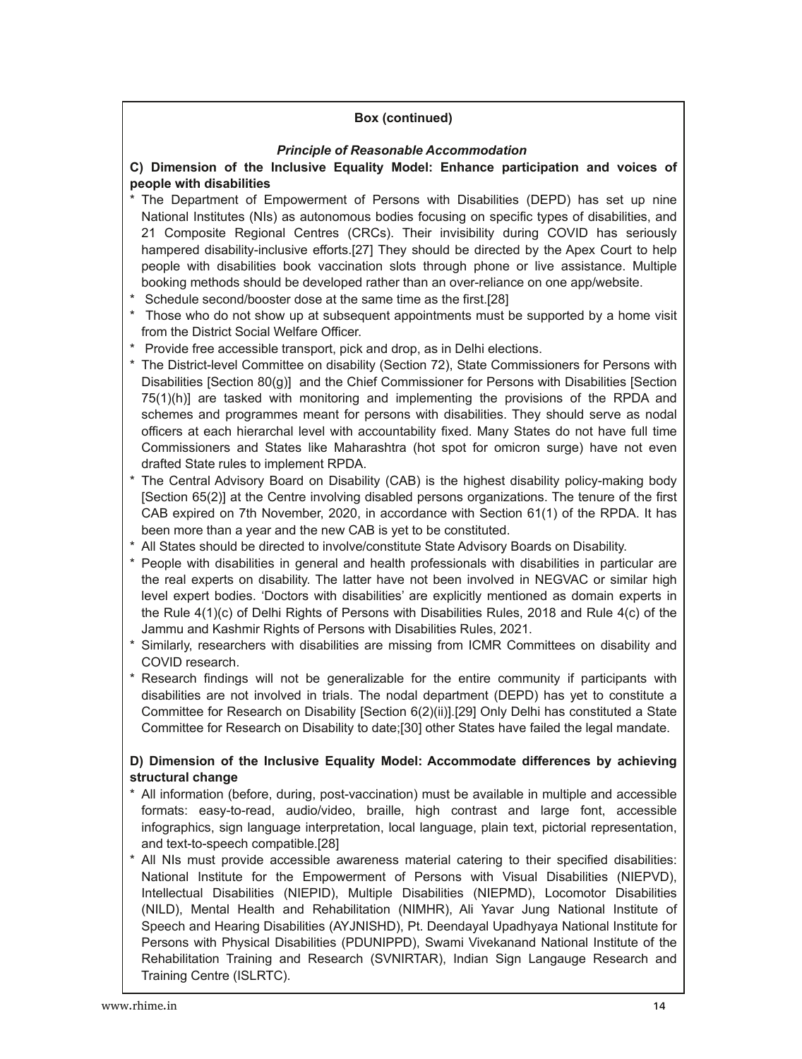**Box (continued)**

***Principle of Reasonable Accommodation***

**C) Dimension of the Inclusive Equality Model: Enhance participation and voices of people with disabilities**

* The Department of Empowerment of Persons with Disabilities (DEPD) has set up nine National Institutes (NIs) as autonomous bodies focusing on specific types of disabilities, and 21 Composite Regional Centres (CRCs). Their invisibility during COVID has seriously hampered disability-inclusive efforts.[27] They should be directed by the Apex Court to help people with disabilities book vaccination slots through phone or live assistance. Multiple booking methods should be developed rather than an over-reliance on one app/website.
* Schedule second/booster dose at the same time as the first.[28]
* Those who do not show up at subsequent appointments must be supported by a home visit from the District Social Welfare Officer.
* Provide free accessible transport, pick and drop, as in Delhi elections.
* The District-level Committee on disability (Section 72), State Commissioners for Persons with Disabilities [Section 80(g)] and the Chief Commissioner for Persons with Disabilities [Section 75(1)(h)] are tasked with monitoring and implementing the provisions of the RPDA and schemes and programmes meant for persons with disabilities. They should serve as nodal officers at each hierarchal level with accountability fixed. Many States do not have full time Commissioners and States like Maharashtra (hot spot for omicron surge) have not even drafted State rules to implement RPDA.
* The Central Advisory Board on Disability (CAB) is the highest disability policy-making body [Section 65(2)] at the Centre involving disabled persons organizations. The tenure of the first CAB expired on 7th November, 2020, in accordance with Section 61(1) of the RPDA. It has been more than a year and the new CAB is yet to be constituted.
* All States should be directed to involve/constitute State Advisory Boards on Disability.
* People with disabilities in general and health professionals with disabilities in particular are the real experts on disability. The latter have not been involved in NEGVAC or similar high level expert bodies. 'Doctors with disabilities' are explicitly mentioned as domain experts in the Rule 4(1)(c) of Delhi Rights of Persons with Disabilities Rules, 2018 and Rule 4(c) of the Jammu and Kashmir Rights of Persons with Disabilities Rules, 2021.
* Similarly, researchers with disabilities are missing from ICMR Committees on disability and COVID research.
* Research findings will not be generalizable for the entire community if participants with disabilities are not involved in trials. The nodal department (DEPD) has yet to constitute a Committee for Research on Disability [Section 6(2)(ii)].[29] Only Delhi has constituted a State Committee for Research on Disability to date;[30] other States have failed the legal mandate.

**D) Dimension of the Inclusive Equality Model: Accommodate differences by achieving structural change**

* All information (before, during, post-vaccination) must be available in multiple and accessible formats: easy-to-read, audio/video, braille, high contrast and large font, accessible infographics, sign language interpretation, local language, plain text, pictorial representation, and text-to-speech compatible.[28]
* All NIs must provide accessible awareness material catering to their specified disabilities: National Institute for the Empowerment of Persons with Visual Disabilities (NIEPVD), Intellectual Disabilities (NIEPID), Multiple Disabilities (NIEPMD), Locomotor Disabilities (NILD), Mental Health and Rehabilitation (NIMHR), Ali Yavar Jung National Institute of Speech and Hearing Disabilities (AYJNISHD), Pt. Deendayal Upadhyaya National Institute for Persons with Physical Disabilities (PDUNIPPD), Swami Vivekanand National Institute of the Rehabilitation Training and Research (SVNIRTAR), Indian Sign Langauge Research and Training Centre (ISLRTC).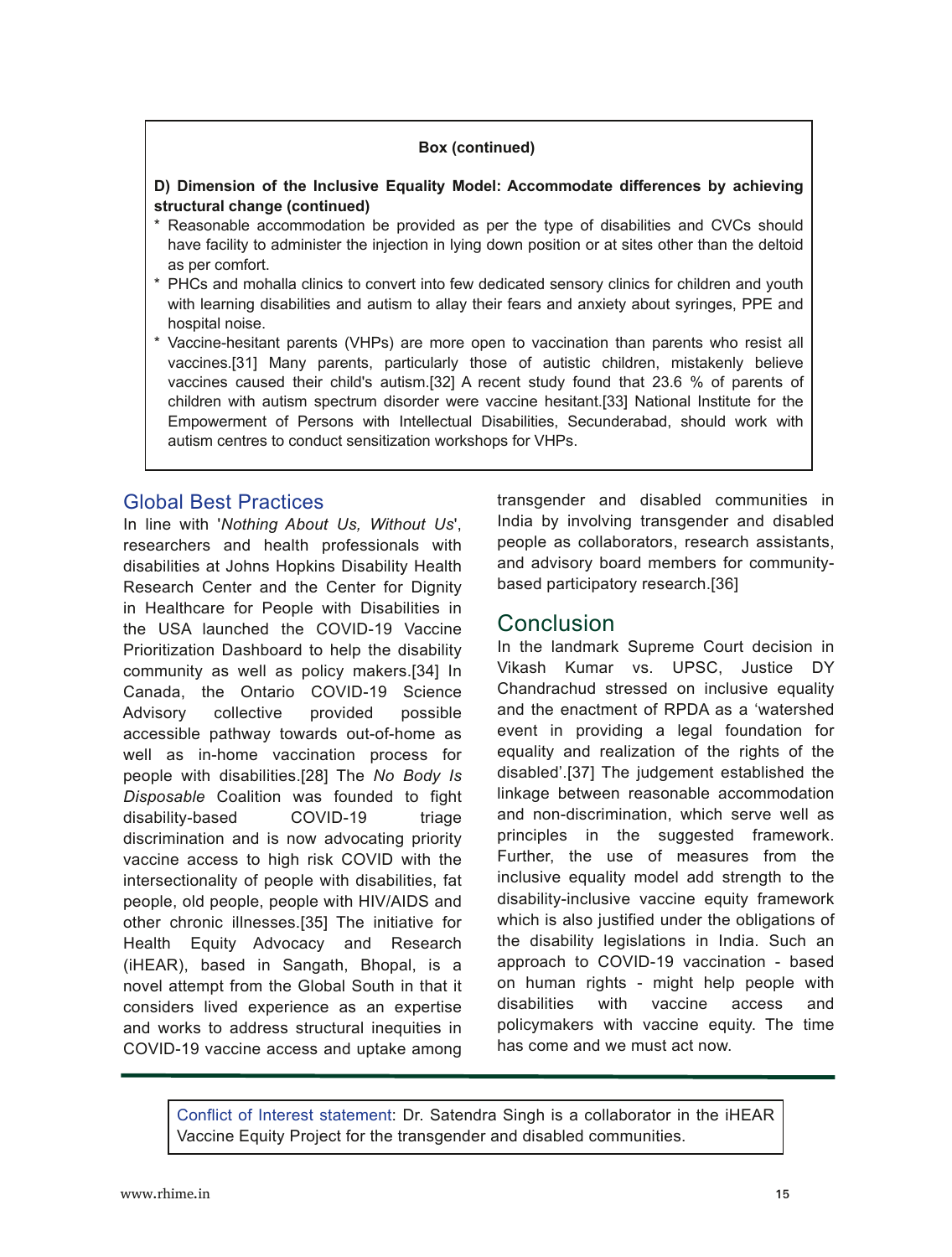**Box (continued)**

**D) Dimension of the Inclusive Equality Model: Accommodate differences by achieving structural change (continued)**

* Reasonable accommodation be provided as per the type of disabilities and CVCs should have facility to administer the injection in lying down position or at sites other than the deltoid as per comfort.
* PHCs and mohalla clinics to convert into few dedicated sensory clinics for children and youth with learning disabilities and autism to allay their fears and anxiety about syringes, PPE and hospital noise.
* Vaccine-hesitant parents (VHPs) are more open to vaccination than parents who resist all vaccines.[31] Many parents, particularly those of autistic children, mistakenly believe vaccines caused their child's autism.[32] A recent study found that 23.6 % of parents of children with autism spectrum disorder were vaccine hesitant.[33] National Institute for the Empowerment of Persons with Intellectual Disabilities, Secunderabad, should work with autism centres to conduct sensitization workshops for VHPs.

## Global Best Practices

In line with '*Nothing About Us, Without Us*', researchers and health professionals with disabilities at Johns Hopkins Disability Health Research Center and the Center for Dignity in Healthcare for People with Disabilities in the USA launched the COVID-19 Vaccine Prioritization Dashboard to help the disability community as well as policy makers.[34] In Canada, the Ontario COVID-19 Science Advisory collective provided possible accessible pathway towards out-of-home as well as in-home vaccination process for people with disabilities.[28] The *No Body Is Disposable* Coalition was founded to fight disability-based COVID-19 triage discrimination and is now advocating priority vaccine access to high risk COVID with the intersectionality of people with disabilities, fat people, old people, people with HIV/AIDS and other chronic illnesses.[35] The initiative for Health Equity Advocacy and Research (iHEAR), based in Sangath, Bhopal, is a novel attempt from the Global South in that it considers lived experience as an expertise and works to address structural inequities in COVID-19 vaccine access and uptake among transgender and disabled communities in India by involving transgender and disabled people as collaborators, research assistants, and advisory board members for community-based participatory research.[36]

## Conclusion

In the landmark Supreme Court decision in Vikash Kumar vs. UPSC, Justice DY Chandrachud stressed on inclusive equality and the enactment of RPDA as a 'watershed event in providing a legal foundation for equality and realization of the rights of the disabled'.[37] The judgement established the linkage between reasonable accommodation and non-discrimination, which serve well as principles in the suggested framework. Further, the use of measures from the inclusive equality model add strength to the disability-inclusive vaccine equity framework which is also justified under the obligations of the disability legislations in India. Such an approach to COVID-19 vaccination - based on human rights - might help people with disabilities with vaccine access and policymakers with vaccine equity. The time has come and we must act now.

Conflict of Interest statement: Dr. Satendra Singh is a collaborator in the iHEAR Vaccine Equity Project for the transgender and disabled communities.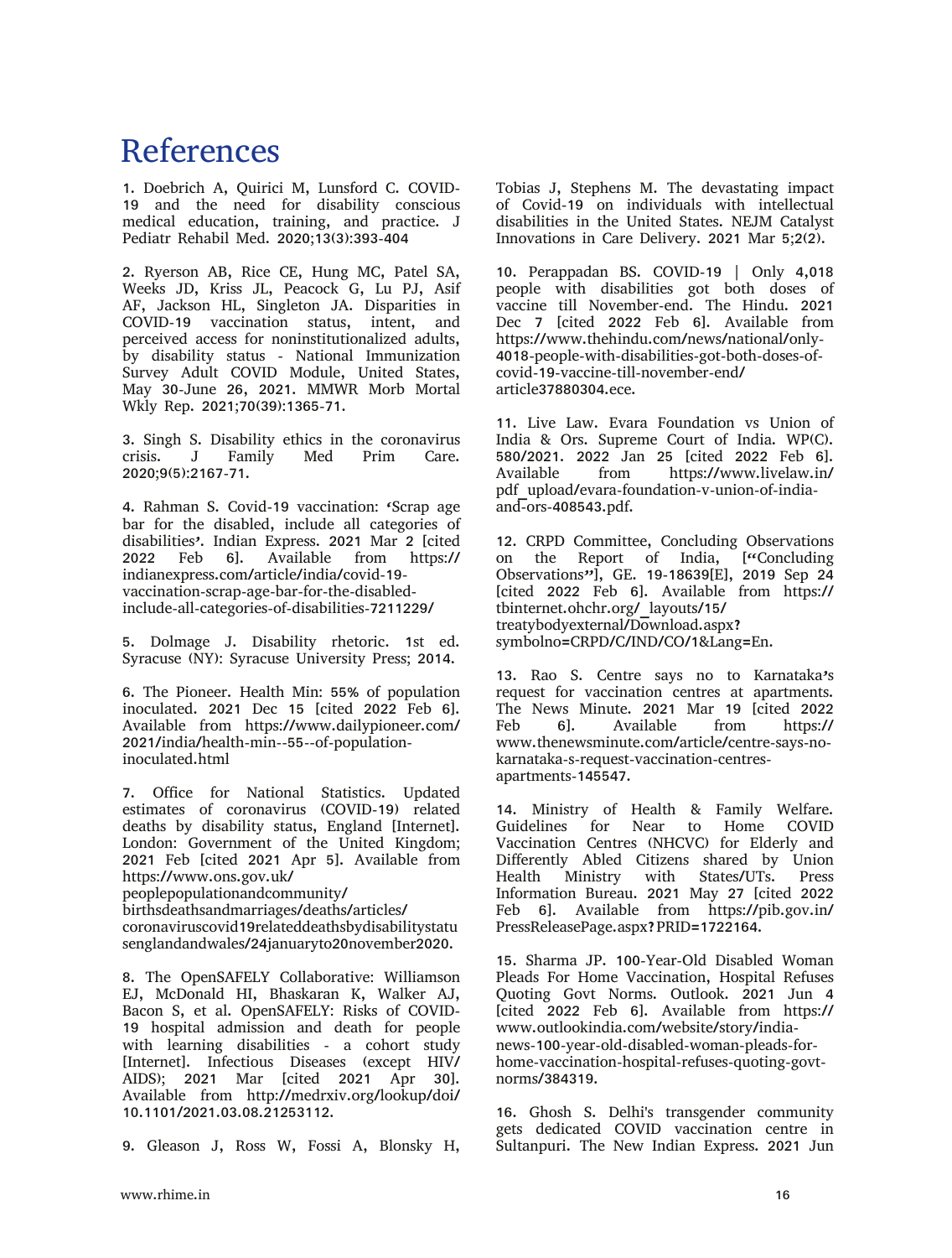# References

1. Doebrich A, Quirici M, Lunsford C. COVID-19 and the need for disability conscious medical education, training, and practice. J Pediatr Rehabil Med. 2020;13(3):393-404

2. Ryerson AB, Rice CE, Hung MC, Patel SA, Weeks JD, Kriss JL, Peacock G, Lu PJ, Asif AF, Jackson HL, Singleton JA. Disparities in COVID-19 vaccination status, intent, and perceived access for noninstitutionalized adults, by disability status - National Immunization Survey Adult COVID Module, United States, May 30-June 26, 2021. MMWR Morb Mortal Wkly Rep. 2021;70(39):1365-71.

3. Singh S. Disability ethics in the coronavirus crisis. J Family Med Prim Care. 2020;9(5):2167-71.

4. Rahman S. Covid-19 vaccination: 'Scrap age bar for the disabled, include all categories of disabilities'. Indian Express. 2021 Mar 2 [cited 2022 Feb 6]. Available from https://indianexpress.com/article/india/covid-19-vaccination-scrap-age-bar-for-the-disabled-include-all-categories-of-disabilities-7211229/

5. Dolmage J. Disability rhetoric. 1st ed. Syracuse (NY): Syracuse University Press; 2014.

6. The Pioneer. Health Min: 55% of population inoculated. 2021 Dec 15 [cited 2022 Feb 6]. Available from https://www.dailypioneer.com/2021/india/health-min--55--of-population-inoculated.html

7. Office for National Statistics. Updated estimates of coronavirus (COVID-19) related deaths by disability status, England [Internet]. London: Government of the United Kingdom; 2021 Feb [cited 2021 Apr 5]. Available from https://www.ons.gov.uk/peoplepopulationandcommunity/birthsdeathsandmarriages/deaths/articles/coronaviruscovid19relateddeathsbydisabilitystatusenglandandwales/24januaryto20november2020.

8. The OpenSAFELY Collaborative: Williamson EJ, McDonald HI, Bhaskaran K, Walker AJ, Bacon S, et al. OpenSAFELY: Risks of COVID-19 hospital admission and death for people with learning disabilities - a cohort study [Internet]. Infectious Diseases (except HIV/AIDS); 2021 Mar [cited 2021 Apr 30]. Available from http://medrxiv.org/lookup/doi/10.1101/2021.03.08.21253112.

9. Gleason J, Ross W, Fossi A, Blonsky H, Tobias J, Stephens M. The devastating impact of Covid-19 on individuals with intellectual disabilities in the United States. NEJM Catalyst Innovations in Care Delivery. 2021 Mar 5;2(2).

10. Perappadan BS. COVID-19 | Only 4,018 people with disabilities got both doses of vaccine till November-end. The Hindu. 2021 Dec 7 [cited 2022 Feb 6]. Available from https://www.thehindu.com/news/national/only-4018-people-with-disabilities-got-both-doses-of-covid-19-vaccine-till-november-end/article37880304.ece.

11. Live Law. Evara Foundation vs Union of India & Ors. Supreme Court of India. WP(C). 580/2021. 2022 Jan 25 [cited 2022 Feb 6]. Available from https://www.livelaw.in/pdf_upload/evara-foundation-v-union-of-india-and-ors-408543.pdf.

12. CRPD Committee, Concluding Observations on the Report of India, ["Concluding Observations"], GE. 19-18639[E], 2019 Sep 24 [cited 2022 Feb 6]. Available from https://tbinternet.ohchr.org/_layouts/15/treatybodyexternal/Download.aspx?symbolno=CRPD/C/IND/CO/1&Lang=En.

13. Rao S. Centre says no to Karnataka's request for vaccination centres at apartments. The News Minute. 2021 Mar 19 [cited 2022 Feb 6]. Available from https://www.thenewsminute.com/article/centre-says-no-karnataka-s-request-vaccination-centres-apartments-145547.

14. Ministry of Health & Family Welfare. Guidelines for Near to Home COVID Vaccination Centres (NHCVC) for Elderly and Differently Abled Citizens shared by Union Health Ministry with States/UTs. Press Information Bureau. 2021 May 27 [cited 2022 Feb 6]. Available from https://pib.gov.in/PressReleasePage.aspx?PRID=1722164.

15. Sharma JP. 100-Year-Old Disabled Woman Pleads For Home Vaccination, Hospital Refuses Quoting Govt Norms. Outlook. 2021 Jun 4 [cited 2022 Feb 6]. Available from https://www.outlookindia.com/website/story/india-news-100-year-old-disabled-woman-pleads-for-home-vaccination-hospital-refuses-quoting-govt-norms/384319.

16. Ghosh S. Delhi's transgender community gets dedicated COVID vaccination centre in Sultanpuri. The New Indian Express. 2021 Jun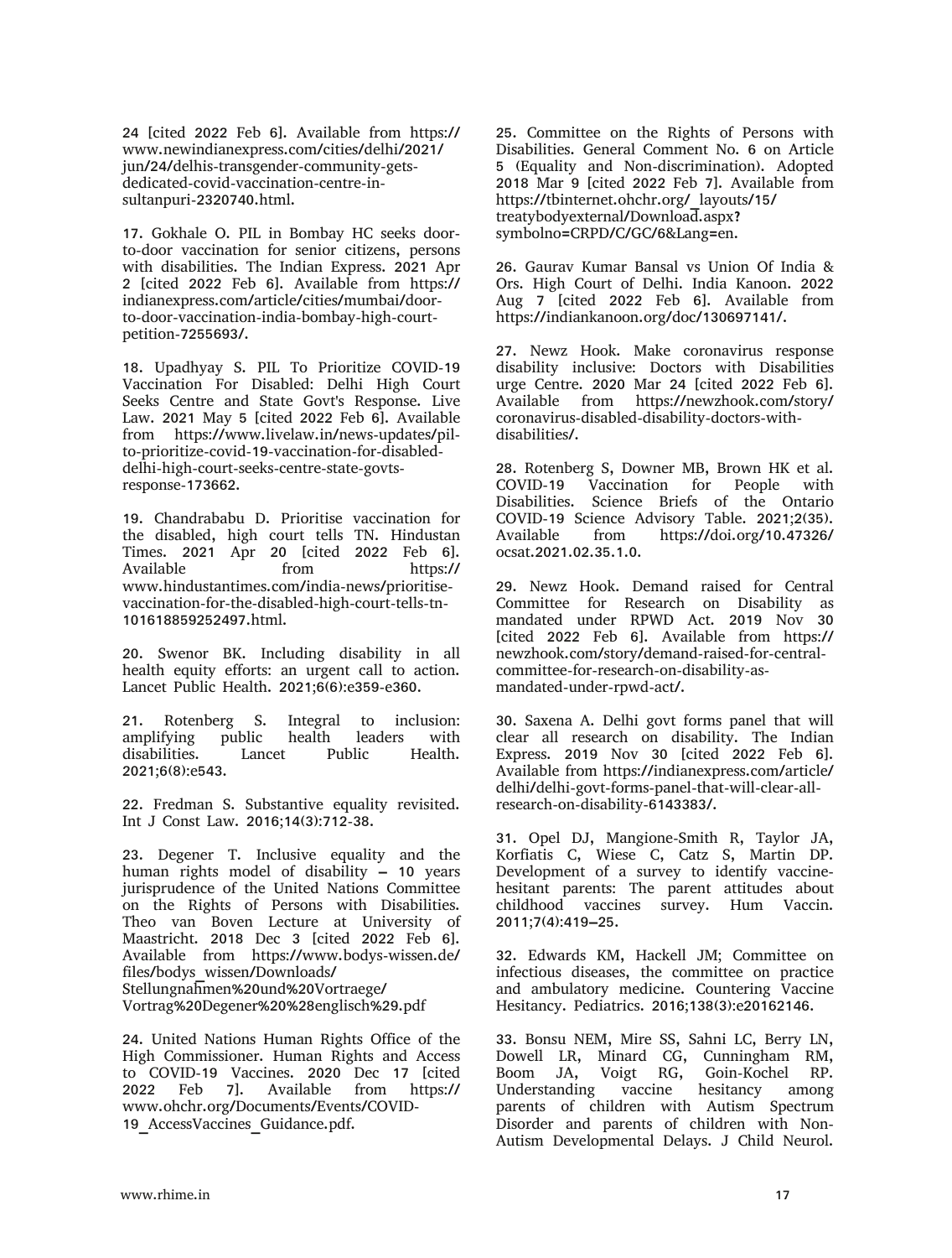24 [cited 2022 Feb 6]. Available from https://www.newindianexpress.com/cities/delhi/2021/jun/24/delhis-transgender-community-gets-dedicated-covid-vaccination-centre-in-sultanpuri-2320740.html.

17. Gokhale O. PIL in Bombay HC seeks door-to-door vaccination for senior citizens, persons with disabilities. The Indian Express. 2021 Apr 2 [cited 2022 Feb 6]. Available from https://indianexpress.com/article/cities/mumbai/door-to-door-vaccination-india-bombay-high-court-petition-7255693/.

18. Upadhyay S. PIL To Prioritize COVID-19 Vaccination For Disabled: Delhi High Court Seeks Centre and State Govt's Response. Live Law. 2021 May 5 [cited 2022 Feb 6]. Available from https://www.livelaw.in/news-updates/pil-to-prioritize-covid-19-vaccination-for-disabled-delhi-high-court-seeks-centre-state-govts-response-173662.

19. Chandrababu D. Prioritise vaccination for the disabled, high court tells TN. Hindustan Times. 2021 Apr 20 [cited 2022 Feb 6]. Available from https://www.hindustantimes.com/india-news/prioritise-vaccination-for-the-disabled-high-court-tells-tn-101618859252497.html.

20. Swenor BK. Including disability in all health equity efforts: an urgent call to action. Lancet Public Health. 2021;6(6):e359-e360.

21. Rotenberg S. Integral to inclusion: amplifying public health leaders with disabilities. Lancet Public Health. 2021;6(8):e543.

22. Fredman S. Substantive equality revisited. Int J Const Law. 2016;14(3):712-38.

23. Degener T. Inclusive equality and the human rights model of disability – 10 years jurisprudence of the United Nations Committee on the Rights of Persons with Disabilities. Theo van Boven Lecture at University of Maastricht. 2018 Dec 3 [cited 2022 Feb 6]. Available from https://www.bodys-wissen.de/files/bodys_wissen/Downloads/Stellungnahmen%20und%20Vortraege/Vortrag%20Degener%20%28englisch%29.pdf

24. United Nations Human Rights Office of the High Commissioner. Human Rights and Access to COVID-19 Vaccines. 2020 Dec 17 [cited 2022 Feb 7]. Available from https://www.ohchr.org/Documents/Events/COVID-19_AccessVaccines_Guidance.pdf.

25. Committee on the Rights of Persons with Disabilities. General Comment No. 6 on Article 5 (Equality and Non-discrimination). Adopted 2018 Mar 9 [cited 2022 Feb 7]. Available from https://tbinternet.ohchr.org/_layouts/15/treatybodyexternal/Download.aspx?symbolno=CRPD/C/GC/6&Lang=en.

26. Gaurav Kumar Bansal vs Union Of India & Ors. High Court of Delhi. India Kanoon. 2022 Aug 7 [cited 2022 Feb 6]. Available from https://indiankanoon.org/doc/130697141/.

27. Newz Hook. Make coronavirus response disability inclusive: Doctors with Disabilities urge Centre. 2020 Mar 24 [cited 2022 Feb 6]. Available from https://newzhook.com/story/coronavirus-disabled-disability-doctors-with-disabilities/.

28. Rotenberg S, Downer MB, Brown HK et al. COVID-19 Vaccination for People with Disabilities. Science Briefs of the Ontario COVID-19 Science Advisory Table. 2021;2(35). Available from https://doi.org/10.47326/ocsat.2021.02.35.1.0.

29. Newz Hook. Demand raised for Central Committee for Research on Disability as mandated under RPWD Act. 2019 Nov 30 [cited 2022 Feb 6]. Available from https://newzhook.com/story/demand-raised-for-central-committee-for-research-on-disability-as-mandated-under-rpwd-act/.

30. Saxena A. Delhi govt forms panel that will clear all research on disability. The Indian Express. 2019 Nov 30 [cited 2022 Feb 6]. Available from https://indianexpress.com/article/delhi/delhi-govt-forms-panel-that-will-clear-all-research-on-disability-6143383/.

31. Opel DJ, Mangione-Smith R, Taylor JA, Korfiatis C, Wiese C, Catz S, Martin DP. Development of a survey to identify vaccine-hesitant parents: The parent attitudes about childhood vaccines survey. Hum Vaccin. 2011;7(4):419–25.

32. Edwards KM, Hackell JM; Committee on infectious diseases, the committee on practice and ambulatory medicine. Countering Vaccine Hesitancy. Pediatrics. 2016;138(3):e20162146.

33. Bonsu NEM, Mire SS, Sahni LC, Berry LN, Dowell LR, Minard CG, Cunningham RM, Boom JA, Voigt RG, Goin-Kochel RP. Understanding vaccine hesitancy among parents of children with Autism Spectrum Disorder and parents of children with Non-Autism Developmental Delays. J Child Neurol.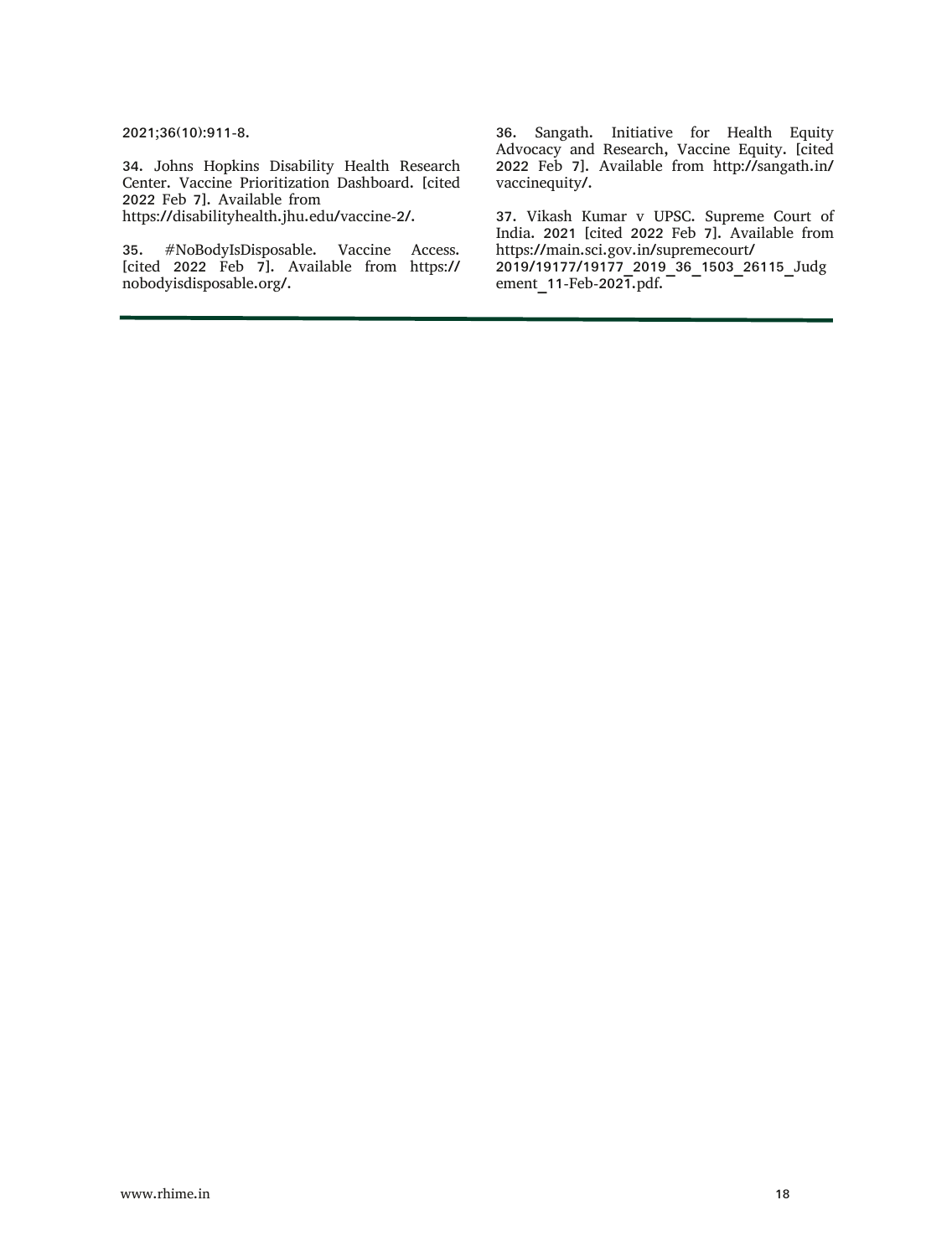2021;36(10):911-8.

34. Johns Hopkins Disability Health Research Center. Vaccine Prioritization Dashboard. [cited 2022 Feb 7]. Available from https://disabilityhealth.jhu.edu/vaccine-2/.

35. #NoBodyIsDisposable. Vaccine Access. [cited 2022 Feb 7]. Available from https://nobodyisdisposable.org/.

36. Sangath. Initiative for Health Equity Advocacy and Research, Vaccine Equity. [cited 2022 Feb 7]. Available from http://sangath.in/vaccinequity/.

37. Vikash Kumar v UPSC. Supreme Court of India. 2021 [cited 2022 Feb 7]. Available from https://main.sci.gov.in/supremecourt/2019/19177/19177_2019_36_1503_26115_Judgement_11-Feb-2021.pdf.